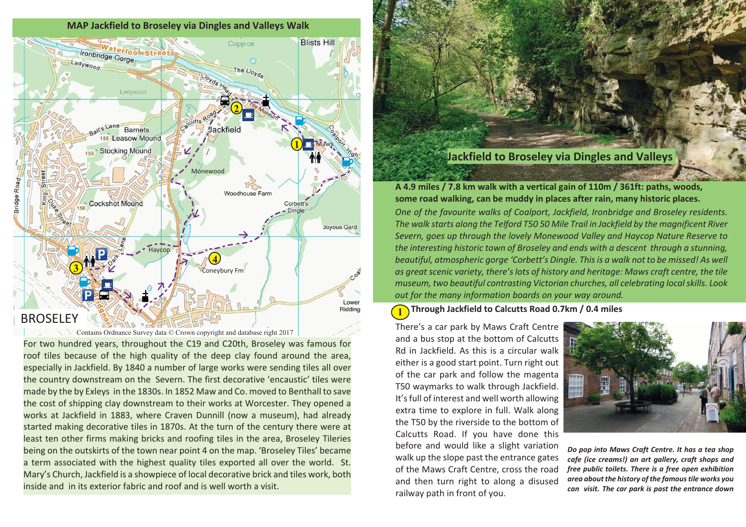## MAP Jackfield to Broseley via Dingles and Valleys Walk

Contains Ordnance Survey data © Crown copyright and database right 2017

For two hundred years, throughout the C19 and C20th, Broseley was famous for roof tiles because of the high quality of the deep clay found around the area, especially in Jackfield. By 1840 a number of large works were sending tiles all over the country downstream on the Severn. The first decorative 'encaustic' tiles were made by the by Exleys in the 1830s. In 1852 Maw and Co. moved to Benthall to save the cost of shipping clay downstream to their works at Worcester. They opened a works at Jackfield in 1883, where Craven Dunnill (now a museum), had already started making decorative tiles in 1870s. At the turn of the century there were at least ten other firms making bricks and roofing tiles in the area, Broseley Tileries being on the outskirts of the town near point 4 on the map. 'Broseley Tiles' became a term associated with the highest quality tiles exported all over the world. St. Mary's Church, Jackfield is a showpiece of local decorative brick and tiles work, both inside and in its exterior fabric and roof and is well worth a visit.

# Jackfield to Broseley via Dingles and Valleys

**A 4.9 miles / 7.8 km walk with a vertical gain of 110m / 361ft: paths, woods, some road walking, can be muddy in places after rain, many historic places.**

*One of the favourite walks of Coalport, Jackfield, Ironbridge and Broseley residents. The walk starts along the Telford T50 50 Mile Trail in Jackfield by the magnificent River Severn, goes up through the lovely Monewood Valley and Haycop Nature Reserve to the interesting historic town of Broseley and ends with a descent through a stunning, beautiful, atmospheric gorge 'Corbett's Dingle. This is a walk not to be missed! As well as great scenic variety, there's lots of history and heritage: Maws craft centre, the tile museum, two beautiful contrasting Victorian churches, all celebrating local skills. Look out for the many information boards on your way around.*

## 1 Through Jackfield to Calcutts Road 0.7km / 0.4 miles

There's a car park by Maws Craft Centre and a bus stop at the bottom of Calcutts Rd in Jackfield. As this is a circular walk either is a good start point. Turn right out of the car park and follow the magenta T50 waymarks to walk through Jackfield. It's full of interest and well worth allowing extra time to explore in full. Walk along the T50 by the riverside to the bottom of Calcutts Road. If you have done this before and would like a slight variation walk up the slope past the entrance gates of the Maws Craft Centre, cross the road and then turn right to along a disused railway path in front of you.

***Do pop into Maws Craft Centre. It has a tea shop cafe (ice creams!) an art gallery, craft shops and free public toilets. There is a free open exhibition area about the history of the famous tile works you can visit. The car park is past the entrance down***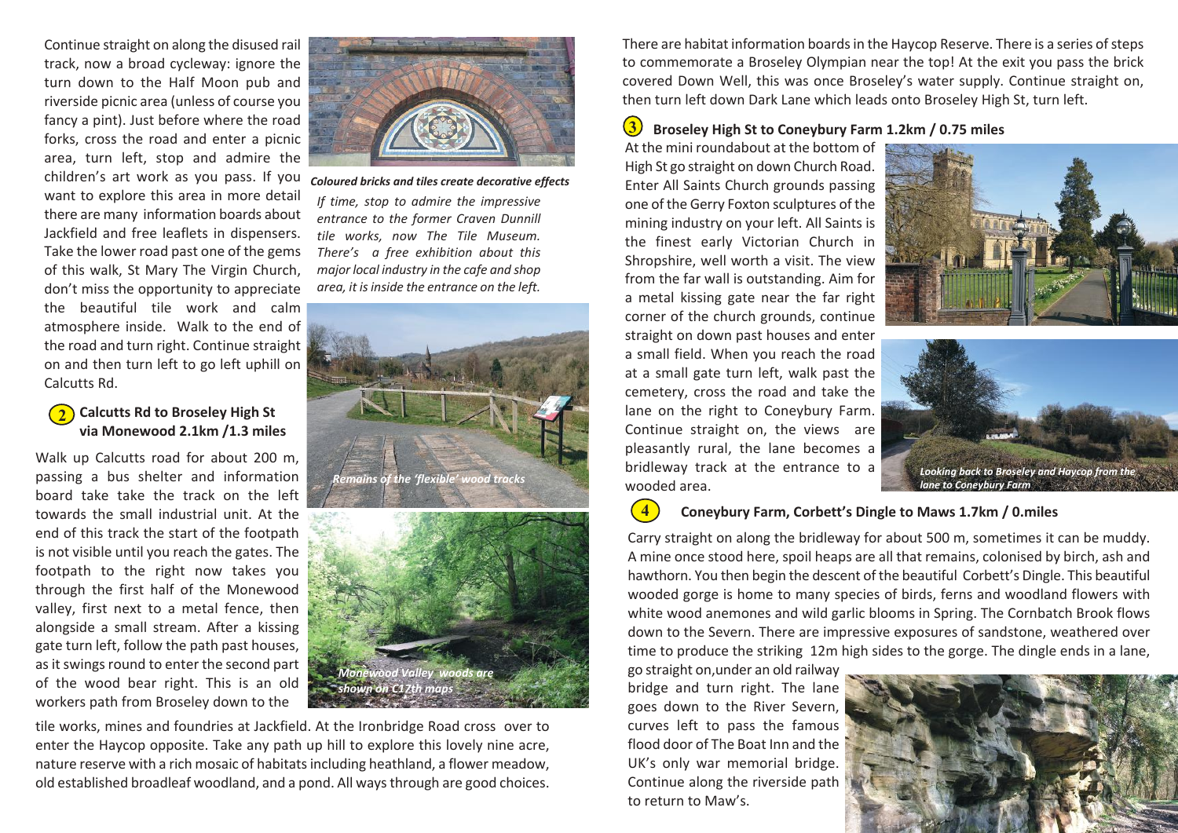Continue straight on along the disused rail track, now a broad cycleway: ignore the turn down to the Half Moon pub and riverside picnic area (unless of course you fancy a pint). Just before where the road forks, cross the road and enter a picnic area, turn left, stop and admire the children's art work as you pass. If you want to explore this area in more detail there are many information boards about Jackfield and free leaflets in dispensers. Take the lower road past one of the gems of this walk, St Mary The Virgin Church, don't miss the opportunity to appreciate the beautiful tile work and calm atmosphere inside. Walk to the end of the road and turn right. Continue straight on and then turn left to go left uphill on Calcutts Rd.

*Coloured bricks and tiles create decorative effects*

*If time, stop to admire the impressive entrance to the former Craven Dunnill tile works, now The Tile Museum. There's a free exhibition about this major local industry in the cafe and shop area, it is inside the entrance on the left.*

## 2 Calcutts Rd to Broseley High St via Monewood 2.1km /1.3 miles

Walk up Calcutts road for about 200 m, passing a bus shelter and information board take take the track on the left towards the small industrial unit. At the end of this track the start of the footpath is not visible until you reach the gates. The footpath to the right now takes you through the first half of the Monewood valley, first next to a metal fence, then alongside a small stream. After a kissing gate turn left, follow the path past houses, as it swings round to enter the second part of the wood bear right. This is an old workers path from Broseley down to the tile works, mines and foundries at Jackfield. At the Ironbridge Road cross over to enter the Haycop opposite. Take any path up hill to explore this lovely nine acre, nature reserve with a rich mosaic of habitats including heathland, a flower meadow, old established broadleaf woodland, and a pond. All ways through are good choices.

*Remains of the 'flexible' wood tracks*

*Monewood Valley woods are shown on C17th maps*

There are habitat information boards in the Haycop Reserve. There is a series of steps to commemorate a Broseley Olympian near the top! At the exit you pass the brick covered Down Well, this was once Broseley's water supply. Continue straight on, then turn left down Dark Lane which leads onto Broseley High St, turn left.

## 3 Broseley High St to Coneybury Farm 1.2km / 0.75 miles

At the mini roundabout at the bottom of High St go straight on down Church Road. Enter All Saints Church grounds passing one of the Gerry Foxton sculptures of the mining industry on your left. All Saints is the finest early Victorian Church in Shropshire, well worth a visit. The view from the far wall is outstanding. Aim for a metal kissing gate near the far right corner of the church grounds, continue straight on down past houses and enter a small field. When you reach the road at a small gate turn left, walk past the cemetery, cross the road and take the lane on the right to Coneybury Farm. Continue straight on, the views are pleasantly rural, the lane becomes a bridleway track at the entrance to a wooded area.

*Looking back to Broseley and Haycop from the lane to Coneybury Farm*

## 4 Coneybury Farm, Corbett's Dingle to Maws 1.7km / 0.miles

Carry straight on along the bridleway for about 500 m, sometimes it can be muddy. A mine once stood here, spoil heaps are all that remains, colonised by birch, ash and hawthorn. You then begin the descent of the beautiful Corbett's Dingle. This beautiful wooded gorge is home to many species of birds, ferns and woodland flowers with white wood anemones and wild garlic blooms in Spring. The Cornbatch Brook flows down to the Severn. There are impressive exposures of sandstone, weathered over time to produce the striking 12m high sides to the gorge. The dingle ends in a lane, go straight on,under an old railway bridge and turn right. The lane goes down to the River Severn, curves left to pass the famous flood door of The Boat Inn and the UK's only war memorial bridge. Continue along the riverside path to return to Maw's.